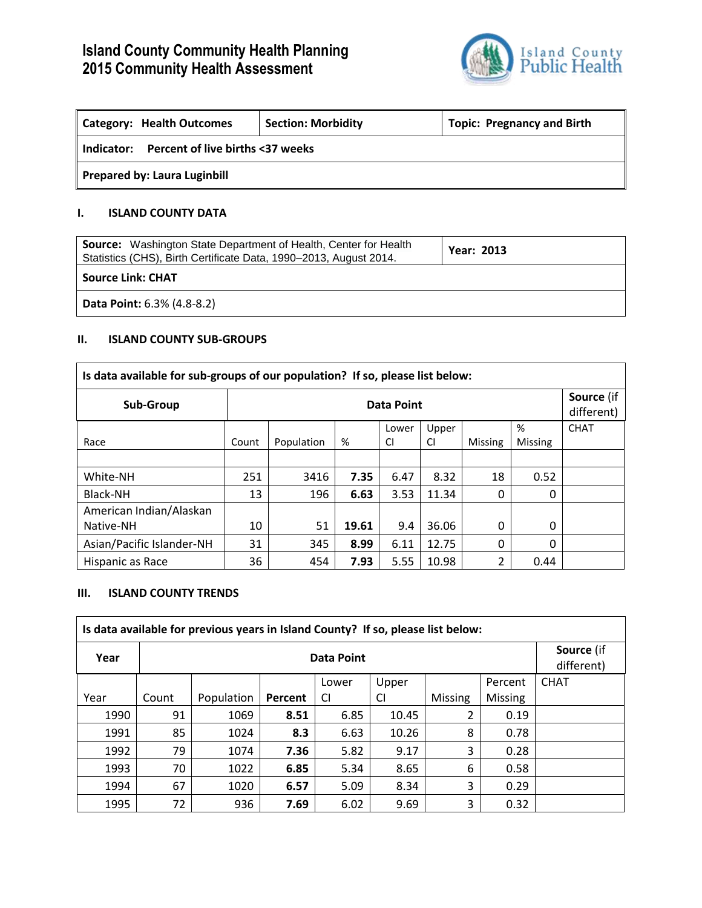# Island County Community Health Planning
# 2015 Community Health Assessment

Island County Public Health

| **Category: Health Outcomes** | **Section: Morbidity** | **Topic: Pregnancy and Birth** |
|---|---|---|
| **Indicator: Percent of live births <37 weeks** | | |
| **Prepared by: Laura Luginbill** | | |

## I. ISLAND COUNTY DATA

| **Source:** Washington State Department of Health, Center for Health Statistics (CHS), Birth Certificate Data, 1990–2013, August 2014. | **Year: 2013** |
|---|---|
| **Source Link: CHAT** | |
| **Data Point:** 6.3% (4.8-8.2) | |

## II. ISLAND COUNTY SUB-GROUPS

**Is data available for sub-groups of our population? If so, please list below:**

| **Sub-Group** | **Data Point** | | | | | | | **Source** (if different) |
|---|---|---|---|---|---|---|---|---|
| Race | Count | Population | % | Lower CI | Upper CI | Missing | % Missing | CHAT |
| | | | | | | | | |
| White-NH | 251 | 3416 | **7.35** | 6.47 | 8.32 | 18 | 0.52 | |
| Black-NH | 13 | 196 | **6.63** | 3.53 | 11.34 | 0 | 0 | |
| American Indian/Alaskan Native-NH | 10 | 51 | **19.61** | 9.4 | 36.06 | 0 | 0 | |
| Asian/Pacific Islander-NH | 31 | 345 | **8.99** | 6.11 | 12.75 | 0 | 0 | |
| Hispanic as Race | 36 | 454 | **7.93** | 5.55 | 10.98 | 2 | 0.44 | |

## III. ISLAND COUNTY TRENDS

**Is data available for previous years in Island County? If so, please list below:**

| **Year** | **Data Point** | | | | | | | **Source** (if different) |
|---|---|---|---|---|---|---|---|---|
| Year | Count | Population | **Percent** | Lower CI | Upper CI | Missing | Percent Missing | CHAT |
| 1990 | 91 | 1069 | **8.51** | 6.85 | 10.45 | 2 | 0.19 | |
| 1991 | 85 | 1024 | **8.3** | 6.63 | 10.26 | 8 | 0.78 | |
| 1992 | 79 | 1074 | **7.36** | 5.82 | 9.17 | 3 | 0.28 | |
| 1993 | 70 | 1022 | **6.85** | 5.34 | 8.65 | 6 | 0.58 | |
| 1994 | 67 | 1020 | **6.57** | 5.09 | 8.34 | 3 | 0.29 | |
| 1995 | 72 | 936 | **7.69** | 6.02 | 9.69 | 3 | 0.32 | |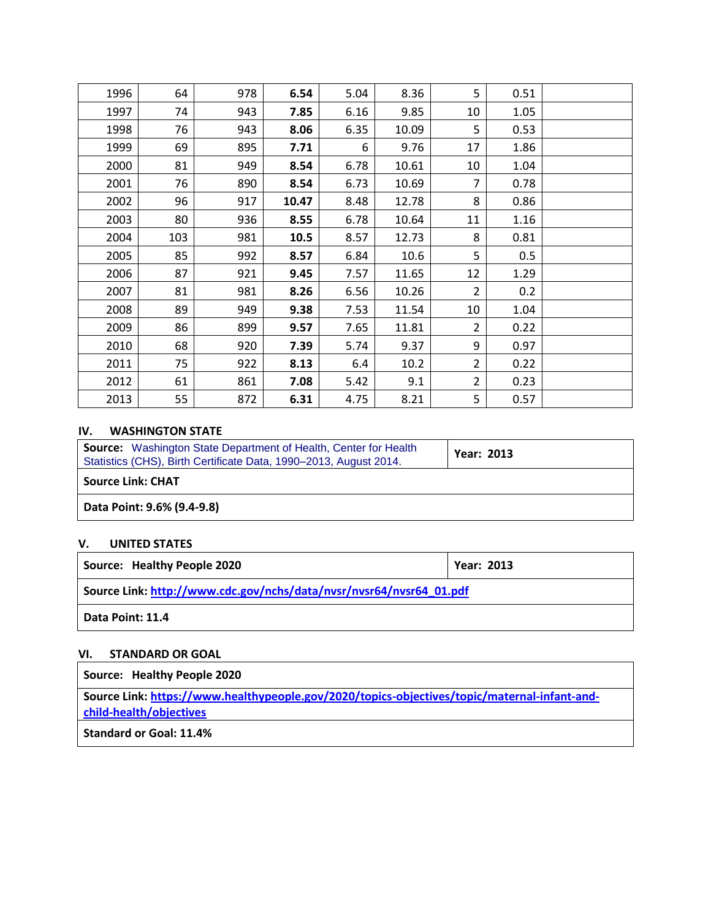| | | | | | | | | |
|---|---|---|---|---|---|---|---|---|
| 1996 | 64 | 978 | **6.54** | 5.04 | 8.36 | 5 | 0.51 | |
| 1997 | 74 | 943 | **7.85** | 6.16 | 9.85 | 10 | 1.05 | |
| 1998 | 76 | 943 | **8.06** | 6.35 | 10.09 | 5 | 0.53 | |
| 1999 | 69 | 895 | **7.71** | 6 | 9.76 | 17 | 1.86 | |
| 2000 | 81 | 949 | **8.54** | 6.78 | 10.61 | 10 | 1.04 | |
| 2001 | 76 | 890 | **8.54** | 6.73 | 10.69 | 7 | 0.78 | |
| 2002 | 96 | 917 | **10.47** | 8.48 | 12.78 | 8 | 0.86 | |
| 2003 | 80 | 936 | **8.55** | 6.78 | 10.64 | 11 | 1.16 | |
| 2004 | 103 | 981 | **10.5** | 8.57 | 12.73 | 8 | 0.81 | |
| 2005 | 85 | 992 | **8.57** | 6.84 | 10.6 | 5 | 0.5 | |
| 2006 | 87 | 921 | **9.45** | 7.57 | 11.65 | 12 | 1.29 | |
| 2007 | 81 | 981 | **8.26** | 6.56 | 10.26 | 2 | 0.2 | |
| 2008 | 89 | 949 | **9.38** | 7.53 | 11.54 | 10 | 1.04 | |
| 2009 | 86 | 899 | **9.57** | 7.65 | 11.81 | 2 | 0.22 | |
| 2010 | 68 | 920 | **7.39** | 5.74 | 9.37 | 9 | 0.97 | |
| 2011 | 75 | 922 | **8.13** | 6.4 | 10.2 | 2 | 0.22 | |
| 2012 | 61 | 861 | **7.08** | 5.42 | 9.1 | 2 | 0.23 | |
| 2013 | 55 | 872 | **6.31** | 4.75 | 8.21 | 5 | 0.57 | |

## IV. WASHINGTON STATE

| | |
|---|---|
| **Source:** Washington State Department of Health, Center for Health Statistics (CHS), Birth Certificate Data, 1990–2013, August 2014. | **Year: 2013** |
| **Source Link: CHAT** | |
| **Data Point: 9.6% (9.4-9.8)** | |

## V. UNITED STATES

| | |
|---|---|
| **Source: Healthy People 2020** | **Year: 2013** |
| **Source Link: http://www.cdc.gov/nchs/data/nvsr/nvsr64/nvsr64_01.pdf** | |
| **Data Point: 11.4** | |

## VI. STANDARD OR GOAL

| |
|---|
| **Source: Healthy People 2020** |
| **Source Link: https://www.healthypeople.gov/2020/topics-objectives/topic/maternal-infant-and-child-health/objectives** |
| **Standard or Goal: 11.4%** |